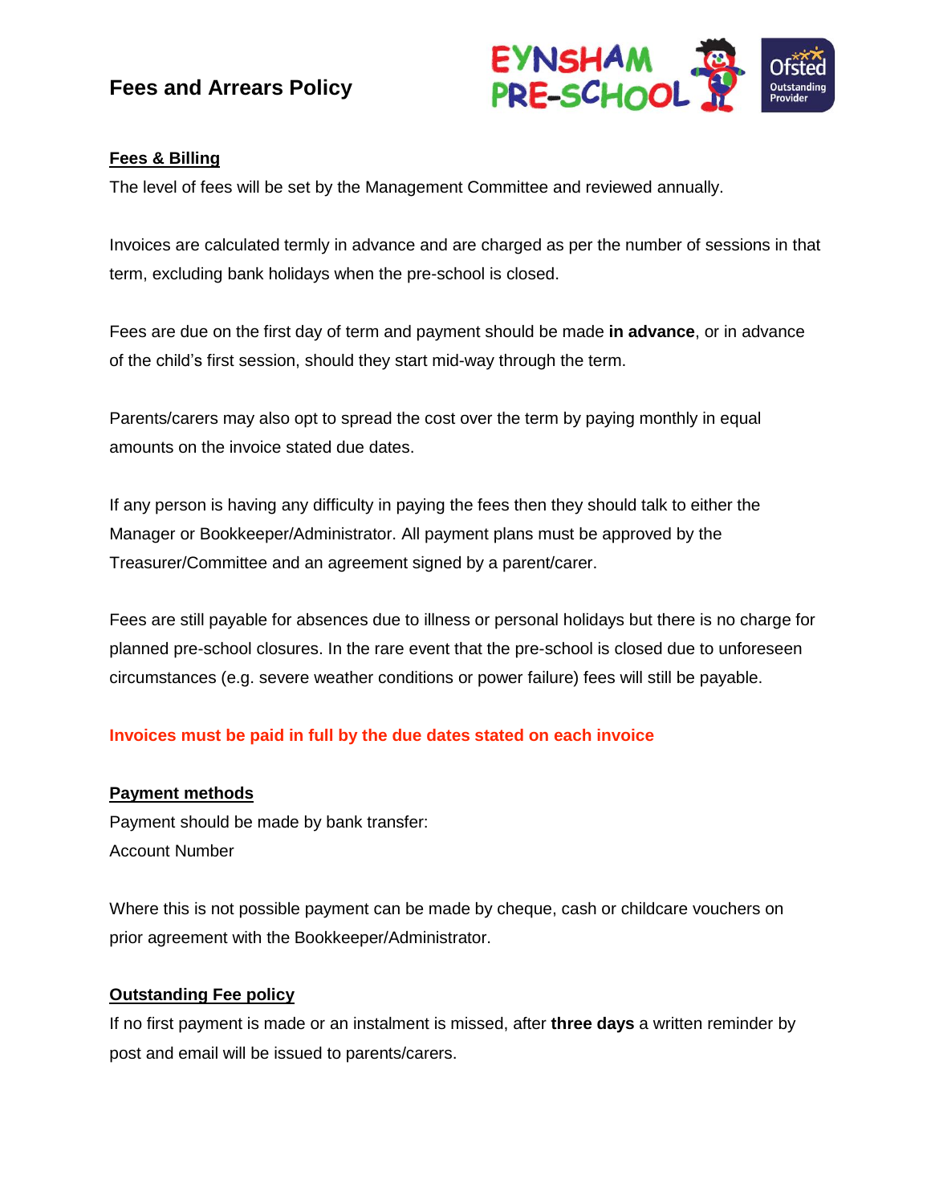# Fees and Arrears Policy

## Fees & Billing

The level of fees will be set by the Management Committee and reviewed annually.

Invoices are calculated termly in advance and are charged as per the number of sessions in that term, excluding bank holidays when the pre-school is closed.

Fees are due on the first day of term and payment should be made **in advance**, or in advance of the child's first session, should they start mid-way through the term.

Parents/carers may also opt to spread the cost over the term by paying monthly in equal amounts on the invoice stated due dates.

If any person is having any difficulty in paying the fees then they should talk to either the Manager or Bookkeeper/Administrator. All payment plans must be approved by the Treasurer/Committee and an agreement signed by a parent/carer.

Fees are still payable for absences due to illness or personal holidays but there is no charge for planned pre-school closures. In the rare event that the pre-school is closed due to unforeseen circumstances (e.g. severe weather conditions or power failure) fees will still be payable.

**Invoices must be paid in full by the due dates stated on each invoice**

## Payment methods

Payment should be made by bank transfer:
Account Number

Where this is not possible payment can be made by cheque, cash or childcare vouchers on prior agreement with the Bookkeeper/Administrator.

## Outstanding Fee policy

If no first payment is made or an instalment is missed, after **three days** a written reminder by post and email will be issued to parents/carers.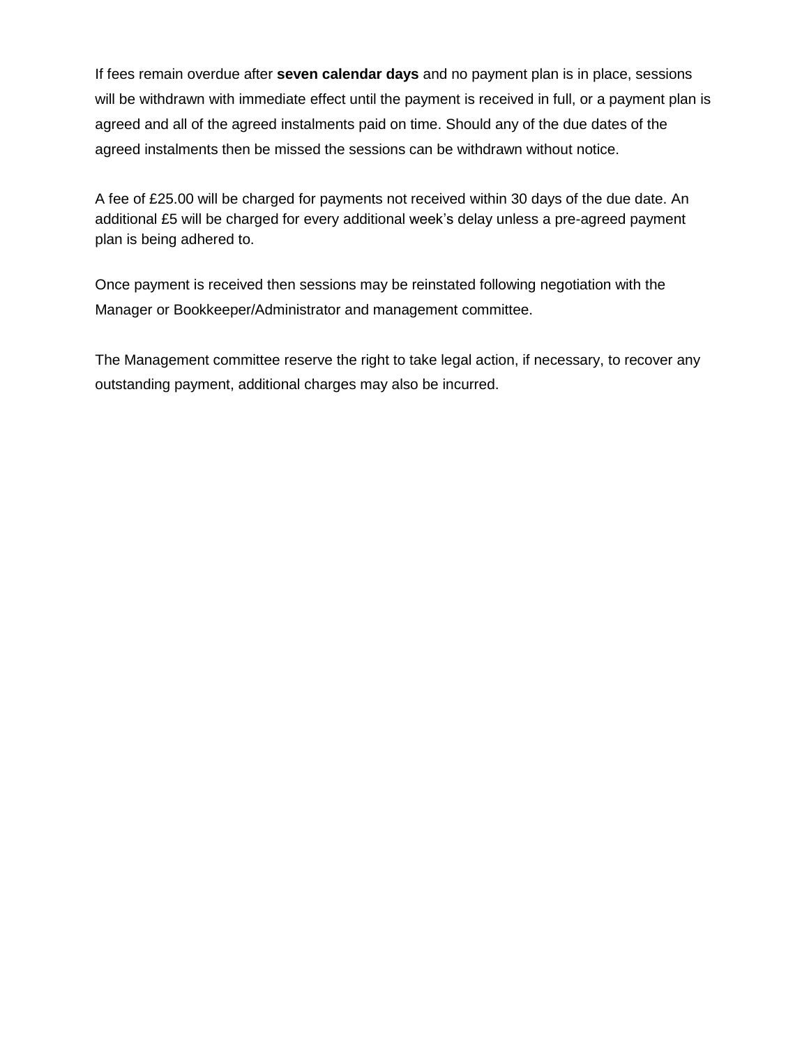If fees remain overdue after **seven calendar days** and no payment plan is in place, sessions will be withdrawn with immediate effect until the payment is received in full, or a payment plan is agreed and all of the agreed instalments paid on time. Should any of the due dates of the agreed instalments then be missed the sessions can be withdrawn without notice.

A fee of £25.00 will be charged for payments not received within 30 days of the due date. An additional £5 will be charged for every additional week's delay unless a pre-agreed payment plan is being adhered to.

Once payment is received then sessions may be reinstated following negotiation with the Manager or Bookkeeper/Administrator and management committee.

The Management committee reserve the right to take legal action, if necessary, to recover any outstanding payment, additional charges may also be incurred.